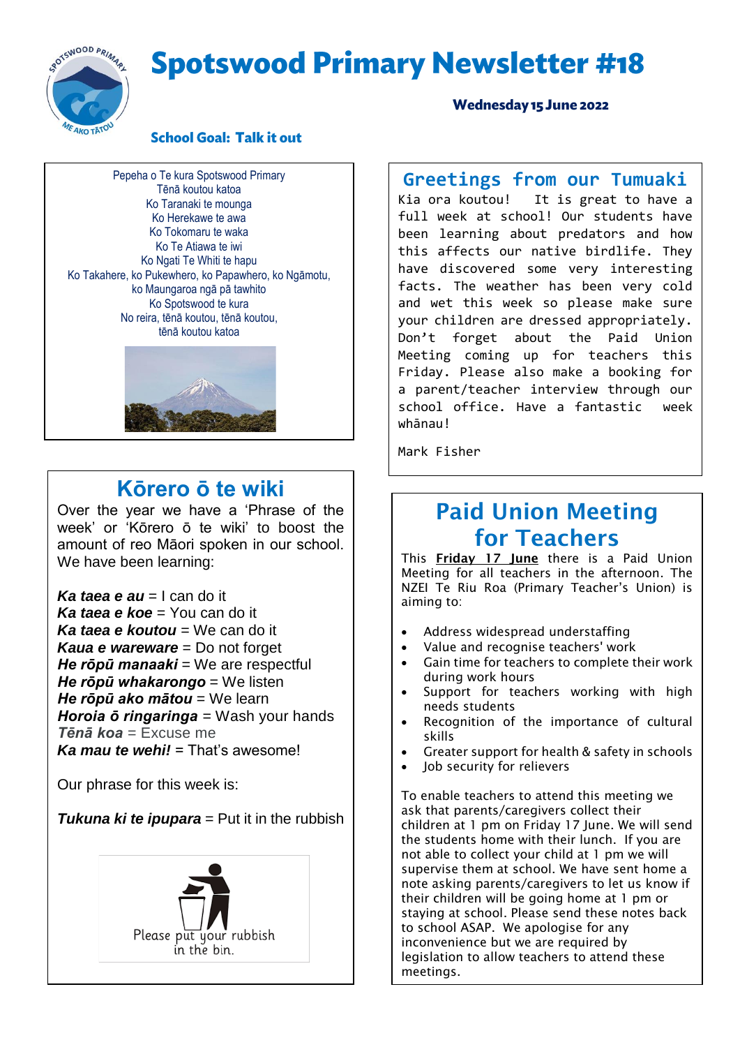# Spotswood Primary Newsletter #18

**Wednesday 15 June 2022**

**School Goal: Talk it out**

Pepeha o Te kura Spotswood Primary
Tēnā koutou katoa
Ko Taranaki te maunga
Ko Herekawe te awa
Ko Tokomaru te waka
Ko Te Atiawa te iwi
Ko Ngati Te Whiti te hapu
Ko Takahere, ko Pukewhero, ko Papawhero, ko Ngāmotu,
ko Maungaroa ngā pā tawhito
Ko Spotswood te kura
No reira, tēnā koutou, tēnā koutou,
tēnā koutou katoa

## Kōrero ō te wiki

Over the year we have a 'Phrase of the week' or 'Kōrero ō te wiki' to boost the amount of reo Māori spoken in our school. We have been learning:

***Ka taea e au*** = I can do it
***Ka taea e koe*** = You can do it
***Ka taea e koutou*** = We can do it
***Kaua e wareware*** = Do not forget
***He rōpū manaaki*** = We are respectful
***He rōpū whakarongo*** = We listen
***He rōpū ako mātou*** = We learn
***Horoia ō ringaringa*** = Wash your hands
***Tēnā koa*** = Excuse me
***Ka mau te wehi!*** = That's awesome!

Our phrase for this week is:

***Tukuna ki te ipupara*** = Put it in the rubbish

Please put your rubbish in the bin.

## Greetings from our Tumuaki

Kia ora koutou! It is great to have a full week at school! Our students have been learning about predators and how this affects our native birdlife. They have discovered some very interesting facts. The weather has been very cold and wet this week so please make sure your children are dressed appropriately. Don't forget about the Paid Union Meeting coming up for teachers this Friday. Please also make a booking for a parent/teacher interview through our school office. Have a fantastic week whānau!

Mark Fisher

## Paid Union Meeting for Teachers

This **Friday 17 June** there is a Paid Union Meeting for all teachers in the afternoon. The NZEI Te Riu Roa (Primary Teacher's Union) is aiming to:

- Address widespread understaffing
- Value and recognise teachers' work
- Gain time for teachers to complete their work during work hours
- Support for teachers working with high needs students
- Recognition of the importance of cultural skills
- Greater support for health & safety in schools
- Job security for relievers

To enable teachers to attend this meeting we ask that parents/caregivers collect their children at 1 pm on Friday 17 June. We will send the students home with their lunch. If you are not able to collect your child at 1 pm we will supervise them at school. We have sent home a note asking parents/caregivers to let us know if their children will be going home at 1 pm or staying at school. Please send these notes back to school ASAP. We apologise for any inconvenience but we are required by legislation to allow teachers to attend these meetings.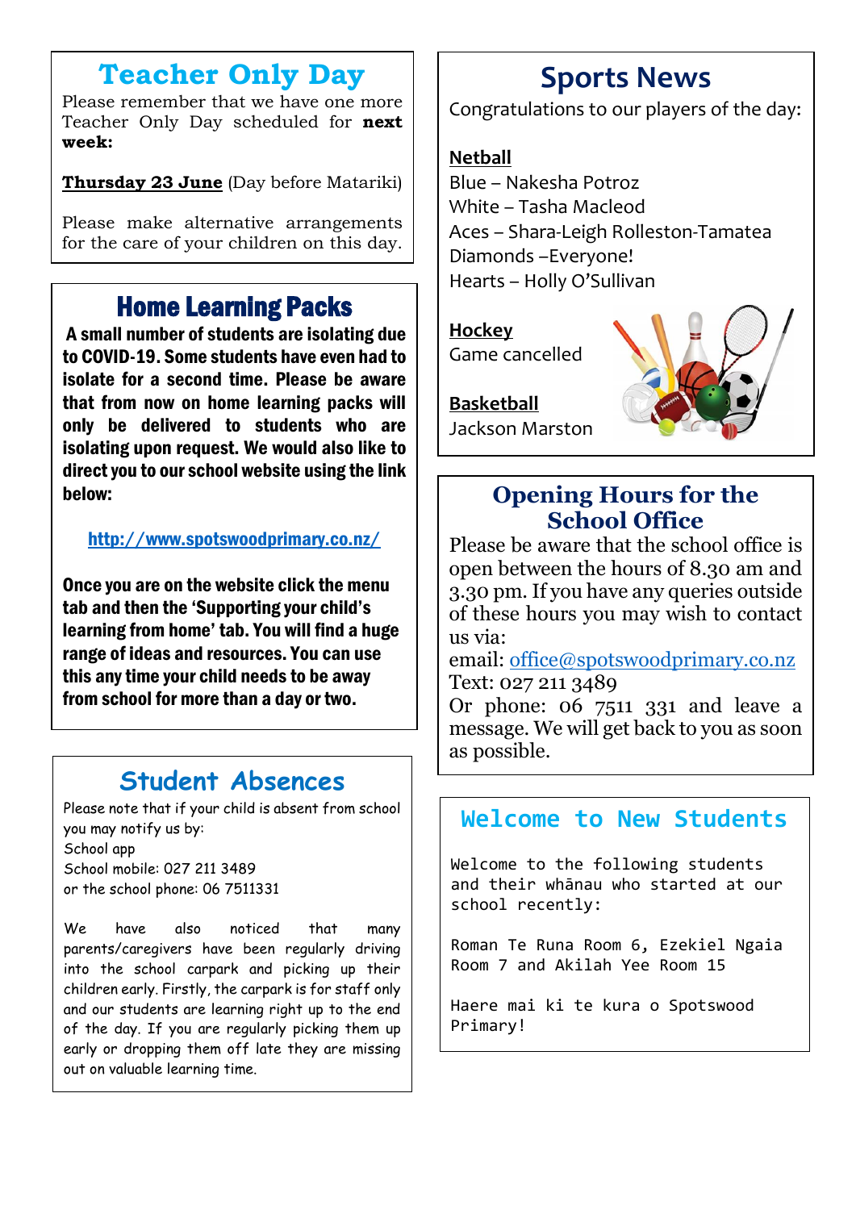## Teacher Only Day

Please remember that we have one more Teacher Only Day scheduled for **next week:**

**Thursday 23 June** (Day before Matariki)

Please make alternative arrangements for the care of your children on this day.

## Home Learning Packs

**A small number of students are isolating due to COVID-19. Some students have even had to isolate for a second time. Please be aware that from now on home learning packs will only be delivered to students who are isolating upon request. We would also like to direct you to our school website using the link below:**

**http://www.spotswoodprimary.co.nz/**

**Once you are on the website click the menu tab and then the 'Supporting your child's learning from home' tab. You will find a huge range of ideas and resources. You can use this any time your child needs to be away from school for more than a day or two.**

## Student Absences

Please note that if your child is absent from school you may notify us by:
School app
School mobile: 027 211 3489
or the school phone: 06 7511331

We have also noticed that many parents/caregivers have been regularly driving into the school carpark and picking up their children early. Firstly, the carpark is for staff only and our students are learning right up to the end of the day. If you are regularly picking them up early or dropping them off late they are missing out on valuable learning time.

## Sports News

Congratulations to our players of the day:

**Netball**
Blue – Nakesha Potroz
White – Tasha Macleod
Aces – Shara-Leigh Rolleston-Tamatea
Diamonds –Everyone!
Hearts – Holly O'Sullivan

**Hockey**
Game cancelled

**Basketball**
Jackson Marston

## Opening Hours for the School Office

Please be aware that the school office is open between the hours of 8.30 am and 3.30 pm. If you have any queries outside of these hours you may wish to contact us via:
email: office@spotswoodprimary.co.nz
Text: 027 211 3489
Or phone: 06 7511 331 and leave a message. We will get back to you as soon as possible.

## Welcome to New Students

Welcome to the following students and their whānau who started at our school recently:

Roman Te Runa Room 6, Ezekiel Ngaia Room 7 and Akilah Yee Room 15

Haere mai ki te kura o Spotswood Primary!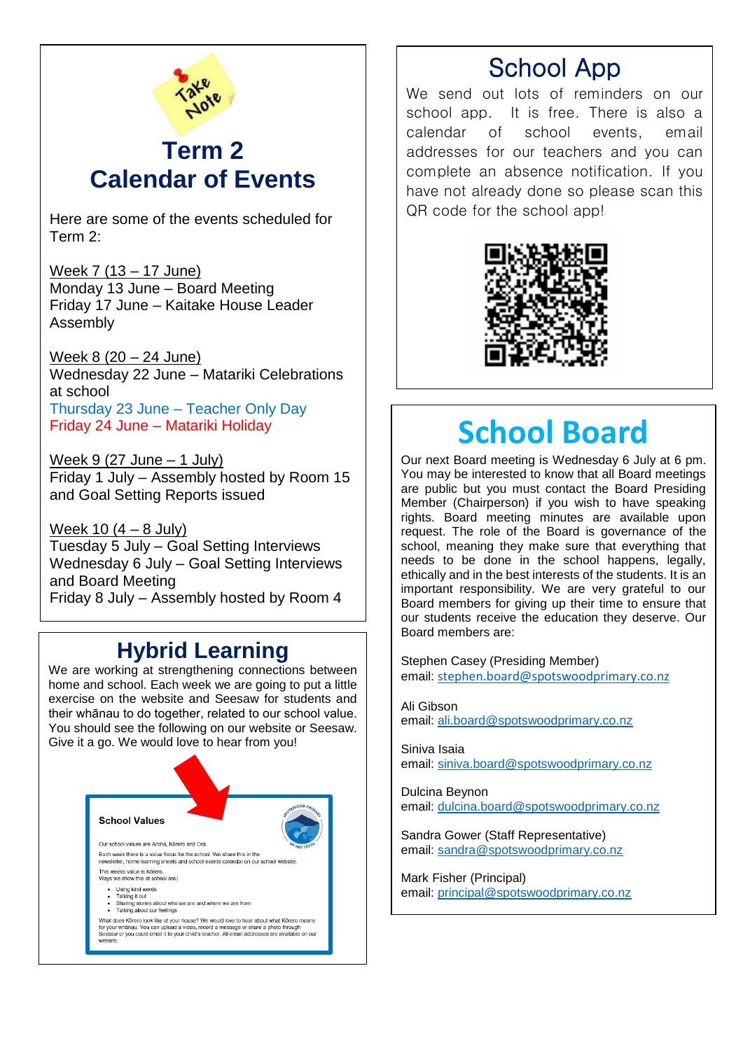# Term 2 Calendar of Events

Here are some of the events scheduled for Term 2:

Week 7 (13 – 17 June)
Monday 13 June – Board Meeting
Friday 17 June – Kaitake House Leader Assembly

Week 8 (20 – 24 June)
Wednesday 22 June – Matariki Celebrations at school
Thursday 23 June – Teacher Only Day
Friday 24 June – Matariki Holiday

Week 9 (27 June – 1 July)
Friday 1 July – Assembly hosted by Room 15 and Goal Setting Reports issued

Week 10 (4 – 8 July)
Tuesday 5 July – Goal Setting Interviews
Wednesday 6 July – Goal Setting Interviews and Board Meeting
Friday 8 July – Assembly hosted by Room 4

# Hybrid Learning

We are working at strengthening connections between home and school. Each week we are going to put a little exercise on the website and Seesaw for students and their whānau to do together, related to our school value. You should see the following on our website or Seesaw. Give it a go. We would love to hear from you!

**School Values**

Our school values are Aroha, Kōrero and Ora.

Each week there is a value focus for the school. We share this in the newsletter, home learning sheets and school events calendar on our school website.

This weeks value is Kōrero.
Ways we show this at school are:

- Using kind words
- Talking it out
- Sharing stories about who we are and where we are from
- Talking about our feelings

What does Kōrero look like at your house? We would love to hear about what Kōrero means for your whānau. You can upload a video, record a message or share a photo through Seesaw or you could email it to your child's teacher. All email addresses are available on our website.

# School App

We send out lots of reminders on our school app. It is free. There is also a calendar of school events, email addresses for our teachers and you can complete an absence notification. If you have not already done so please scan this QR code for the school app!

# School Board

Our next Board meeting is Wednesday 6 July at 6 pm. You may be interested to know that all Board meetings are public but you must contact the Board Presiding Member (Chairperson) if you wish to have speaking rights. Board meeting minutes are available upon request. The role of the Board is governance of the school, meaning they make sure that everything that needs to be done in the school happens, legally, ethically and in the best interests of the students. It is an important responsibility. We are very grateful to our Board members for giving up their time to ensure that our students receive the education they deserve. Our Board members are:

Stephen Casey (Presiding Member)
email: stephen.board@spotswoodprimary.co.nz

Ali Gibson
email: ali.board@spotswoodprimary.co.nz

Siniva Isaia
email: siniva.board@spotswoodprimary.co.nz

Dulcina Beynon
email: dulcina.board@spotswoodprimary.co.nz

Sandra Gower (Staff Representative)
email: sandra@spotswoodprimary.co.nz

Mark Fisher (Principal)
email: principal@spotswoodprimary.co.nz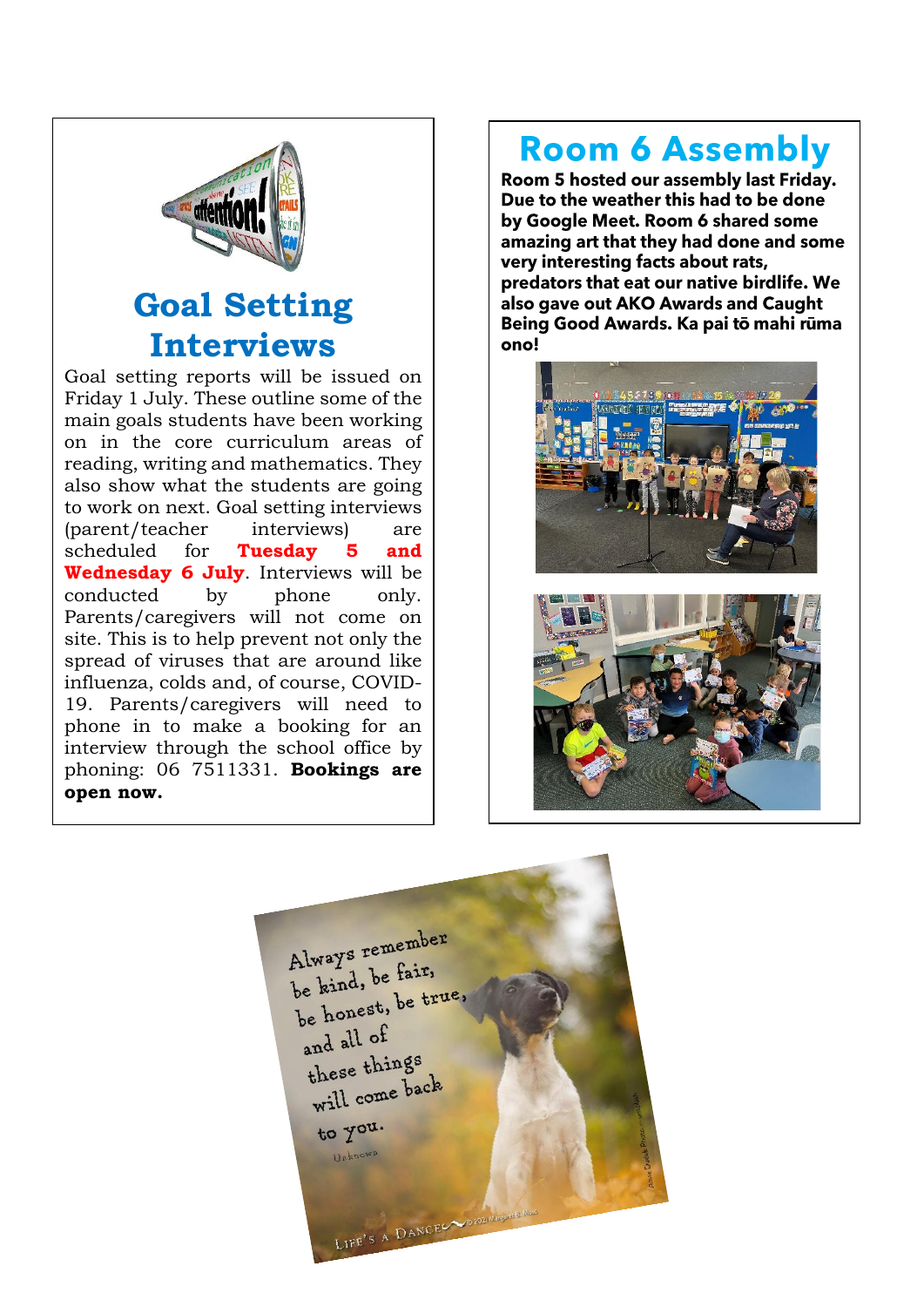## Goal Setting Interviews

Goal setting reports will be issued on Friday 1 July. These outline some of the main goals students have been working on in the core curriculum areas of reading, writing and mathematics. They also show what the students are going to work on next. Goal setting interviews (parent/teacher interviews) are scheduled for **Tuesday 5 and Wednesday 6 July**. Interviews will be conducted by phone only. Parents/caregivers will not come on site. This is to help prevent not only the spread of viruses that are around like influenza, colds and, of course, COVID-19. Parents/caregivers will need to phone in to make a booking for an interview through the school office by phoning: 06 7511331. **Bookings are open now.**

## Room 6 Assembly

**Room 5 hosted our assembly last Friday. Due to the weather this had to be done by Google Meet. Room 6 shared some amazing art that they had done and some very interesting facts about rats, predators that eat our native birdlife. We also gave out AKO Awards and Caught Being Good Awards. Ka pai tō mahi rūma ono!**

Always remember
be kind, be fair,
be honest, be true,
and all of
these things
will come back
to you.

Unknown

LIFE'S A DANCE